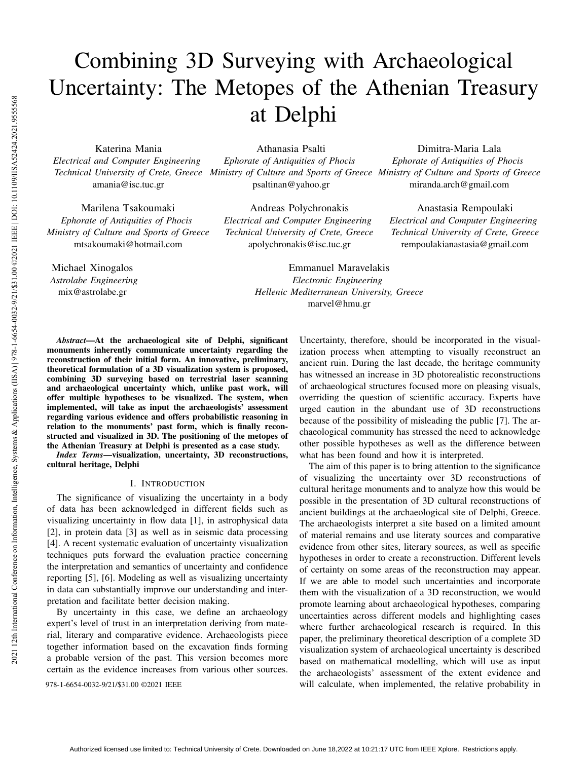# Combining 3D Surveying with Archaeological Uncertainty: The Metopes of the Athenian Treasury at Delphi

Katerina Mania
*Electrical and Computer Engineering*
*Technical University of Crete, Greece*
amania@isc.tuc.gr

Athanasia Psalti
*Ephorate of Antiquities of Phocis*
*Ministry of Culture and Sports of Greece*
psaltinan@yahoo.gr

Dimitra-Maria Lala
*Ephorate of Antiquities of Phocis*
*Ministry of Culture and Sports of Greece*
miranda.arch@gmail.com

Marilena Tsakoumaki
*Ephorate of Antiquities of Phocis*
*Ministry of Culture and Sports of Greece*
mtsakoumaki@hotmail.com

Andreas Polychronakis
*Electrical and Computer Engineering*
*Technical University of Crete, Greece*
apolychronakis@isc.tuc.gr

Anastasia Rempoulaki
*Electrical and Computer Engineering*
*Technical University of Crete, Greece*
rempoulakianastasia@gmail.com

Michael Xinogalos
*Astrolabe Engineering*
mix@astrolabe.gr

Emmanuel Maravelakis
*Electronic Engineering*
*Hellenic Mediterranean University, Greece*
marvel@hmu.gr

***Abstract*—At the archaeological site of Delphi, significant monuments inherently communicate uncertainty regarding the reconstruction of their initial form. An innovative, preliminary, theoretical formulation of a 3D visualization system is proposed, combining 3D surveying based on terrestrial laser scanning and archaeological uncertainty which, unlike past work, will offer multiple hypotheses to be visualized. The system, when implemented, will take as input the archaeologists' assessment regarding various evidence and offers probabilistic reasoning in relation to the monuments' past form, which is finally reconstructed and visualized in 3D. The positioning of the metopes of the Athenian Treasury at Delphi is presented as a case study.**

***Index Terms*—visualization, uncertainty, 3D reconstructions, cultural heritage, Delphi**

## I. Introduction

The significance of visualizing the uncertainty in a body of data has been acknowledged in different fields such as visualizing uncertainty in flow data [1], in astrophysical data [2], in protein data [3] as well as in seismic data processing [4]. A recent systematic evaluation of uncertainty visualization techniques puts forward the evaluation practice concerning the interpretation and semantics of uncertainty and confidence reporting [5], [6]. Modeling as well as visualizing uncertainty in data can substantially improve our understanding and interpretation and facilitate better decision making.

By uncertainty in this case, we define an archaeology expert's level of trust in an interpretation deriving from material, literary and comparative evidence. Archaeologists piece together information based on the excavation finds forming a probable version of the past. This version becomes more certain as the evidence increases from various other sources. Uncertainty, therefore, should be incorporated in the visualization process when attempting to visually reconstruct an ancient ruin. During the last decade, the heritage community has witnessed an increase in 3D photorealistic reconstructions of archaeological structures focused more on pleasing visuals, overriding the question of scientific accuracy. Experts have urged caution in the abundant use of 3D reconstructions because of the possibility of misleading the public [7]. The archaeological community has stressed the need to acknowledge other possible hypotheses as well as the difference between what has been found and how it is interpreted.

The aim of this paper is to bring attention to the significance of visualizing the uncertainty over 3D reconstructions of cultural heritage monuments and to analyze how this would be possible in the presentation of 3D cultural reconstructions of ancient buildings at the archaeological site of Delphi, Greece. The archaeologists interpret a site based on a limited amount of material remains and use literaty sources and comparative evidence from other sites, literary sources, as well as specific hypotheses in order to create a reconstruction. Different levels of certainty on some areas of the reconstruction may appear. If we are able to model such uncertainties and incorporate them with the visualization of a 3D reconstruction, we would promote learning about archaeological hypotheses, comparing uncertainties across different models and highlighting cases where further archaeological research is required. In this paper, the preliminary theoretical description of a complete 3D visualization system of archaeological uncertainty is described based on mathematical modelling, which will use as input the archaeologists' assessment of the extent evidence and will calculate, when implemented, the relative probability in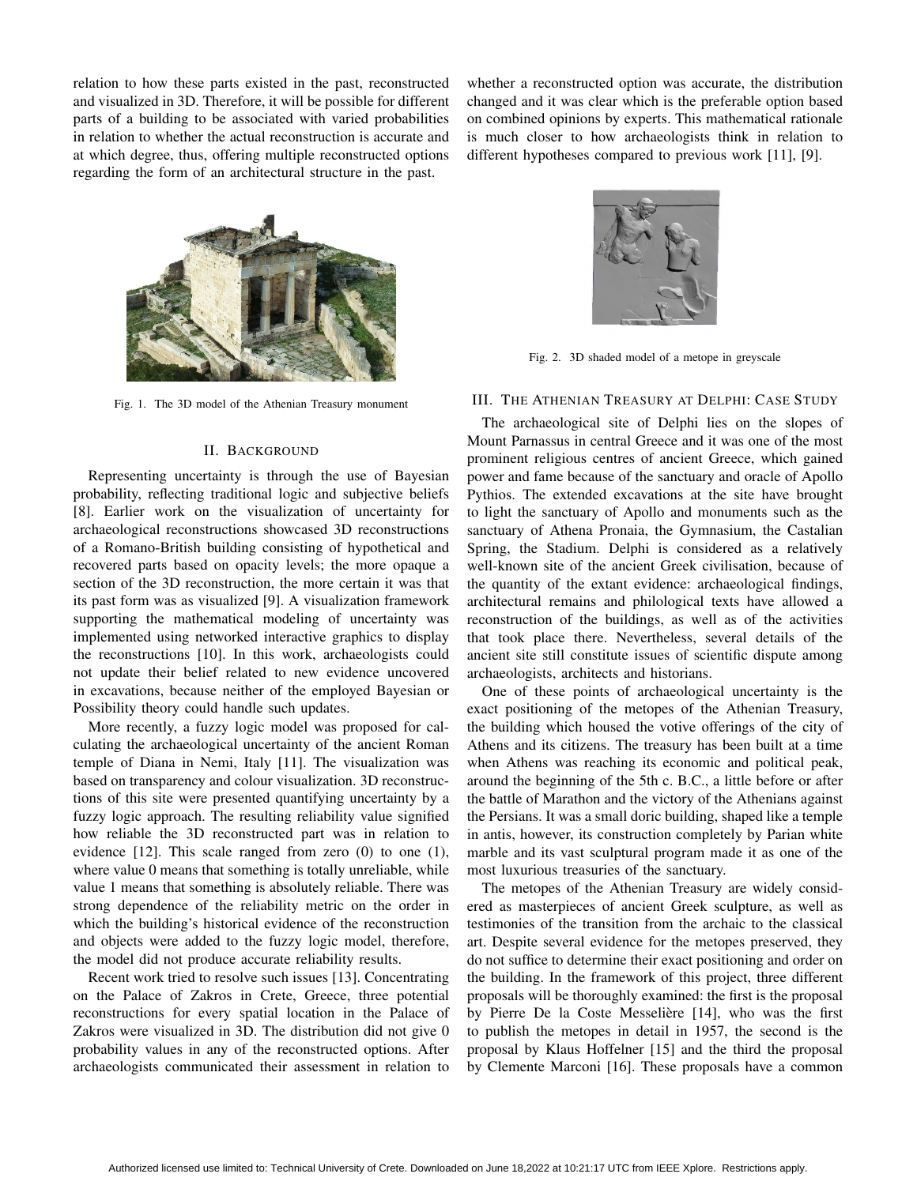relation to how these parts existed in the past, reconstructed and visualized in 3D. Therefore, it will be possible for different parts of a building to be associated with varied probabilities in relation to whether the actual reconstruction is accurate and at which degree, thus, offering multiple reconstructed options regarding the form of an architectural structure in the past.

Fig. 1. The 3D model of the Athenian Treasury monument

## II. Background

Representing uncertainty is through the use of Bayesian probability, reflecting traditional logic and subjective beliefs [8]. Earlier work on the visualization of uncertainty for archaeological reconstructions showcased 3D reconstructions of a Romano-British building consisting of hypothetical and recovered parts based on opacity levels; the more opaque a section of the 3D reconstruction, the more certain it was that its past form was as visualized [9]. A visualization framework supporting the mathematical modeling of uncertainty was implemented using networked interactive graphics to display the reconstructions [10]. In this work, archaeologists could not update their belief related to new evidence uncovered in excavations, because neither of the employed Bayesian or Possibility theory could handle such updates.

More recently, a fuzzy logic model was proposed for calculating the archaeological uncertainty of the ancient Roman temple of Diana in Nemi, Italy [11]. The visualization was based on transparency and colour visualization. 3D reconstructions of this site were presented quantifying uncertainty by a fuzzy logic approach. The resulting reliability value signified how reliable the 3D reconstructed part was in relation to evidence [12]. This scale ranged from zero (0) to one (1), where value 0 means that something is totally unreliable, while value 1 means that something is absolutely reliable. There was strong dependence of the reliability metric on the order in which the building's historical evidence of the reconstruction and objects were added to the fuzzy logic model, therefore, the model did not produce accurate reliability results.

Recent work tried to resolve such issues [13]. Concentrating on the Palace of Zakros in Crete, Greece, three potential reconstructions for every spatial location in the Palace of Zakros were visualized in 3D. The distribution did not give 0 probability values in any of the reconstructed options. After archaeologists communicated their assessment in relation to whether a reconstructed option was accurate, the distribution changed and it was clear which is the preferable option based on combined opinions by experts. This mathematical rationale is much closer to how archaeologists think in relation to different hypotheses compared to previous work [11], [9].

Fig. 2. 3D shaded model of a metope in greyscale

## III. The Athenian Treasury at Delphi: Case Study

The archaeological site of Delphi lies on the slopes of Mount Parnassus in central Greece and it was one of the most prominent religious centres of ancient Greece, which gained power and fame because of the sanctuary and oracle of Apollo Pythios. The extended excavations at the site have brought to light the sanctuary of Apollo and monuments such as the sanctuary of Athena Pronaia, the Gymnasium, the Castalian Spring, the Stadium. Delphi is considered as a relatively well-known site of the ancient Greek civilisation, because of the quantity of the extant evidence: archaeological findings, architectural remains and philological texts have allowed a reconstruction of the buildings, as well as of the activities that took place there. Nevertheless, several details of the ancient site still constitute issues of scientific dispute among archaeologists, architects and historians.

One of these points of archaeological uncertainty is the exact positioning of the metopes of the Athenian Treasury, the building which housed the votive offerings of the city of Athens and its citizens. The treasury has been built at a time when Athens was reaching its economic and political peak, around the beginning of the 5th c. B.C., a little before or after the battle of Marathon and the victory of the Athenians against the Persians. It was a small doric building, shaped like a temple in antis, however, its construction completely by Parian white marble and its vast sculptural program made it as one of the most luxurious treasuries of the sanctuary.

The metopes of the Athenian Treasury are widely considered as masterpieces of ancient Greek sculpture, as well as testimonies of the transition from the archaic to the classical art. Despite several evidence for the metopes preserved, they do not suffice to determine their exact positioning and order on the building. In the framework of this project, three different proposals will be thoroughly examined: the first is the proposal by Pierre De la Coste Messelière [14], who was the first to publish the metopes in detail in 1957, the second is the proposal by Klaus Hoffelner [15] and the third the proposal by Clemente Marconi [16]. These proposals have a common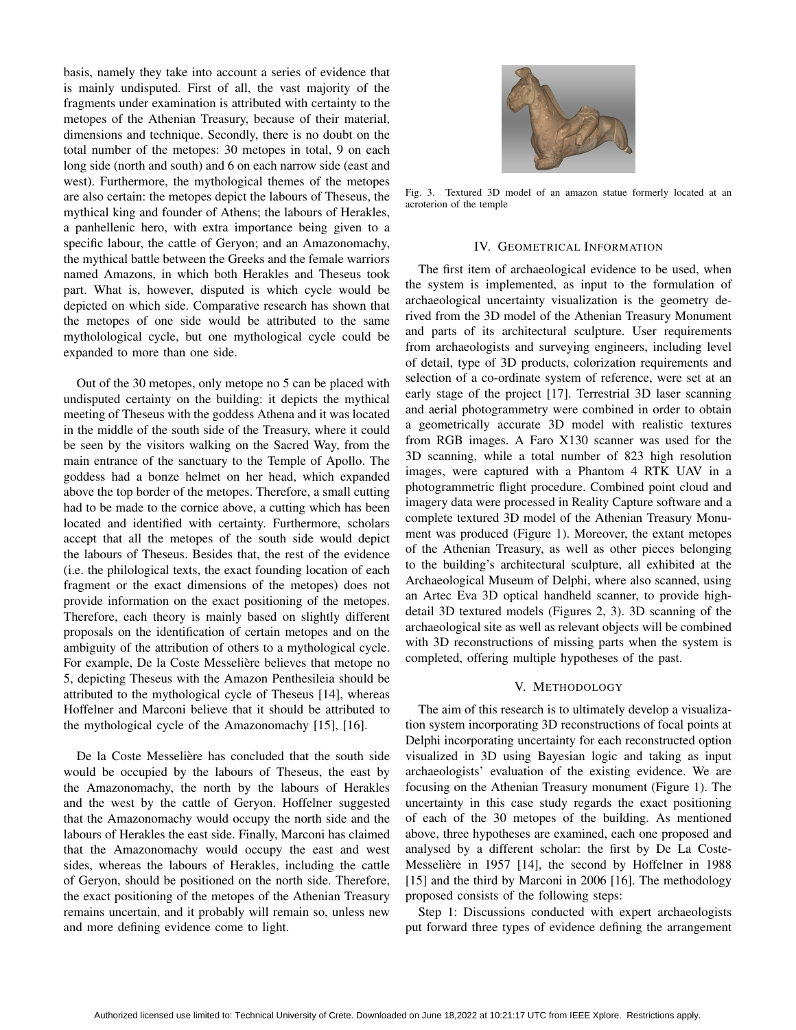basis, namely they take into account a series of evidence that is mainly undisputed. First of all, the vast majority of the fragments under examination is attributed with certainty to the metopes of the Athenian Treasury, because of their material, dimensions and technique. Secondly, there is no doubt on the total number of the metopes: 30 metopes in total, 9 on each long side (north and south) and 6 on each narrow side (east and west). Furthermore, the mythological themes of the metopes are also certain: the metopes depict the labours of Theseus, the mythical king and founder of Athens; the labours of Herakles, a panhellenic hero, with extra importance being given to a specific labour, the cattle of Geryon; and an Amazonomachy, the mythical battle between the Greeks and the female warriors named Amazons, in which both Herakles and Theseus took part. What is, however, disputed is which cycle would be depicted on which side. Comparative research has shown that the metopes of one side would be attributed to the same mythololological cycle, but one mythological cycle could be expanded to more than one side.

Out of the 30 metopes, only metope no 5 can be placed with undisputed certainty on the building: it depicts the mythical meeting of Theseus with the goddess Athena and it was located in the middle of the south side of the Treasury, where it could be seen by the visitors walking on the Sacred Way, from the main entrance of the sanctuary to the Temple of Apollo. The goddess had a bonze helmet on her head, which expanded above the top border of the metopes. Therefore, a small cutting had to be made to the cornice above, a cutting which has been located and identified with certainty. Furthermore, scholars accept that all the metopes of the south side would depict the labours of Theseus. Besides that, the rest of the evidence (i.e. the philological texts, the exact founding location of each fragment or the exact dimensions of the metopes) does not provide information on the exact positioning of the metopes. Therefore, each theory is mainly based on slightly different proposals on the identification of certain metopes and on the ambiguity of the attribution of others to a mythological cycle. For example, De la Coste Messelière believes that metope no 5, depicting Theseus with the Amazon Penthesileia should be attributed to the mythological cycle of Theseus [14], whereas Hoffelner and Marconi believe that it should be attributed to the mythological cycle of the Amazonomachy [15], [16].

De la Coste Messelière has concluded that the south side would be occupied by the labours of Theseus, the east by the Amazonomachy, the north by the labours of Herakles and the west by the cattle of Geryon. Hoffelner suggested that the Amazonomachy would occupy the north side and the labours of Herakles the east side. Finally, Marconi has claimed that the Amazonomachy would occupy the east and west sides, whereas the labours of Herakles, including the cattle of Geryon, should be positioned on the north side. Therefore, the exact positioning of the metopes of the Athenian Treasury remains uncertain, and it probably will remain so, unless new and more defining evidence come to light.

Fig. 3. Textured 3D model of an amazon statue formerly located at an acroterion of the temple

## IV. Geometrical Information

The first item of archaeological evidence to be used, when the system is implemented, as input to the formulation of archaeological uncertainty visualization is the geometry derived from the 3D model of the Athenian Treasury Monument and parts of its architectural sculpture. User requirements from archaeologists and surveying engineers, including level of detail, type of 3D products, colorization requirements and selection of a co-ordinate system of reference, were set at an early stage of the project [17]. Terrestrial 3D laser scanning and aerial photogrammetry were combined in order to obtain a geometrically accurate 3D model with realistic textures from RGB images. A Faro X130 scanner was used for the 3D scanning, while a total number of 823 high resolution images, were captured with a Phantom 4 RTK UAV in a photogrammetric flight procedure. Combined point cloud and imagery data were processed in Reality Capture software and a complete textured 3D model of the Athenian Treasury Monument was produced (Figure 1). Moreover, the extant metopes of the Athenian Treasury, as well as other pieces belonging to the building's architectural sculpture, all exhibited at the Archaeological Museum of Delphi, where also scanned, using an Artec Eva 3D optical handheld scanner, to provide high-detail 3D textured models (Figures 2, 3). 3D scanning of the archaeological site as well as relevant objects will be combined with 3D reconstructions of missing parts when the system is completed, offering multiple hypotheses of the past.

## V. Methodology

The aim of this research is to ultimately develop a visualization system incorporating 3D reconstructions of focal points at Delphi incorporating uncertainty for each reconstructed option visualized in 3D using Bayesian logic and taking as input archaeologists' evaluation of the existing evidence. We are focusing on the Athenian Treasury monument (Figure 1). The uncertainty in this case study regards the exact positioning of each of the 30 metopes of the building. As mentioned above, three hypotheses are examined, each one proposed and analysed by a different scholar: the first by De La Coste-Messelière in 1957 [14], the second by Hoffelner in 1988 [15] and the third by Marconi in 2006 [16]. The methodology proposed consists of the following steps:

Step 1: Discussions conducted with expert archaeologists put forward three types of evidence defining the arrangement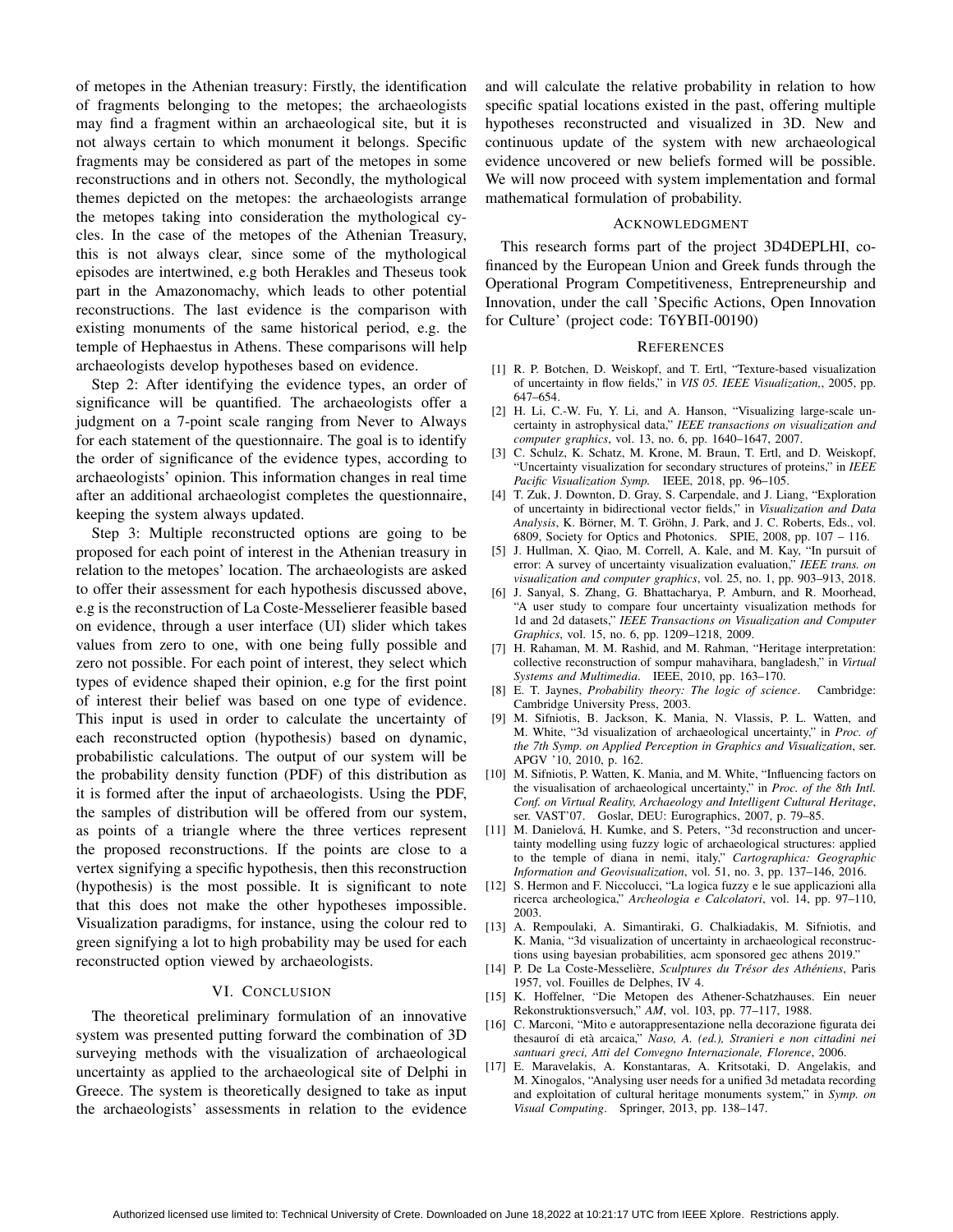of metopes in the Athenian treasury: Firstly, the identification of fragments belonging to the metopes; the archaeologists may find a fragment within an archaeological site, but it is not always certain to which monument it belongs. Specific fragments may be considered as part of the metopes in some reconstructions and in others not. Secondly, the mythological themes depicted on the metopes: the archaeologists arrange the metopes taking into consideration the mythological cycles. In the case of the metopes of the Athenian Treasury, this is not always clear, since some of the mythological episodes are intertwined, e.g both Herakles and Theseus took part in the Amazonomachy, which leads to other potential reconstructions. The last evidence is the comparison with existing monuments of the same historical period, e.g. the temple of Hephaestus in Athens. These comparisons will help archaeologists develop hypotheses based on evidence.

Step 2: After identifying the evidence types, an order of significance will be quantified. The archaeologists offer a judgment on a 7-point scale ranging from Never to Always for each statement of the questionnaire. The goal is to identify the order of significance of the evidence types, according to archaeologists' opinion. This information changes in real time after an additional archaeologist completes the questionnaire, keeping the system always updated.

Step 3: Multiple reconstructed options are going to be proposed for each point of interest in the Athenian treasury in relation to the metopes' location. The archaeologists are asked to offer their assessment for each hypothesis discussed above, e.g is the reconstruction of La Coste-Messelierer feasible based on evidence, through a user interface (UI) slider which takes values from zero to one, with one being fully possible and zero not possible. For each point of interest, they select which types of evidence shaped their opinion, e.g for the first point of interest their belief was based on one type of evidence. This input is used in order to calculate the uncertainty of each reconstructed option (hypothesis) based on dynamic, probabilistic calculations. The output of our system will be the probability density function (PDF) of this distribution as it is formed after the input of archaeologists. Using the PDF, the samples of distribution will be offered from our system, as points of a triangle where the three vertices represent the proposed reconstructions. If the points are close to a vertex signifying a specific hypothesis, then this reconstruction (hypothesis) is the most possible. It is significant to note that this does not make the other hypotheses impossible. Visualization paradigms, for instance, using the colour red to green signifying a lot to high probability may be used for each reconstructed option viewed by archaeologists.

## VI. Conclusion

The theoretical preliminary formulation of an innovative system was presented putting forward the combination of 3D surveying methods with the visualization of archaeological uncertainty as applied to the archaeological site of Delphi in Greece. The system is theoretically designed to take as input the archaeologists' assessments in relation to the evidence and will calculate the relative probability in relation to how specific spatial locations existed in the past, offering multiple hypotheses reconstructed and visualized in 3D. New and continuous update of the system with new archaeological evidence uncovered or new beliefs formed will be possible. We will now proceed with system implementation and formal mathematical formulation of probability.

## Acknowledgment

This research forms part of the project 3D4DEPLHI, co-financed by the European Union and Greek funds through the Operational Program Competitiveness, Entrepreneurship and Innovation, under the call 'Specific Actions, Open Innovation for Culture' (project code: T6YBΠ-00190)

## References

[1] R. P. Botchen, D. Weiskopf, and T. Ertl, "Texture-based visualization of uncertainty in flow fields," in *VIS 05. IEEE Visualization,*, 2005, pp. 647–654.

[2] H. Li, C.-W. Fu, Y. Li, and A. Hanson, "Visualizing large-scale uncertainty in astrophysical data," *IEEE transactions on visualization and computer graphics*, vol. 13, no. 6, pp. 1640–1647, 2007.

[3] C. Schulz, K. Schatz, M. Krone, M. Braun, T. Ertl, and D. Weiskopf, "Uncertainty visualization for secondary structures of proteins," in *IEEE Pacific Visualization Symp.* IEEE, 2018, pp. 96–105.

[4] T. Zuk, J. Downton, D. Gray, S. Carpendale, and J. Liang, "Exploration of uncertainty in bidirectional vector fields," in *Visualization and Data Analysis*, K. Börner, M. T. Gröhn, J. Park, and J. C. Roberts, Eds., vol. 6809, Society for Optics and Photonics. SPIE, 2008, pp. 107 – 116.

[5] J. Hullman, X. Qiao, M. Correll, A. Kale, and M. Kay, "In pursuit of error: A survey of uncertainty visualization evaluation," *IEEE trans. on visualization and computer graphics*, vol. 25, no. 1, pp. 903–913, 2018.

[6] J. Sanyal, S. Zhang, G. Bhattacharya, P. Amburn, and R. Moorhead, "A user study to compare four uncertainty visualization methods for 1d and 2d datasets," *IEEE Transactions on Visualization and Computer Graphics*, vol. 15, no. 6, pp. 1209–1218, 2009.

[7] H. Rahaman, M. M. Rashid, and M. Rahman, "Heritage interpretation: collective reconstruction of sompur mahavihara, bangladesh," in *Virtual Systems and Multimedia*. IEEE, 2010, pp. 163–170.

[8] E. T. Jaynes, *Probability theory: The logic of science*. Cambridge: Cambridge University Press, 2003.

[9] M. Sifniotis, B. Jackson, K. Mania, N. Vlassis, P. L. Watten, and M. White, "3d visualization of archaeological uncertainty," in *Proc. of the 7th Symp. on Applied Perception in Graphics and Visualization*, ser. APGV '10, 2010, p. 162.

[10] M. Sifniotis, P. Watten, K. Mania, and M. White, "Influencing factors on the visualisation of archaeological uncertainty," in *Proc. of the 8th Intl. Conf. on Virtual Reality, Archaeology and Intelligent Cultural Heritage*, ser. VAST'07. Goslar, DEU: Eurographics, 2007, p. 79–85.

[11] M. Danielová, H. Kumke, and S. Peters, "3d reconstruction and uncertainty modelling using fuzzy logic of archaeological structures: applied to the temple of diana in nemi, italy," *Cartographica: Geographic Information and Geovisualization*, vol. 51, no. 3, pp. 137–146, 2016.

[12] S. Hermon and F. Niccolucci, "La logica fuzzy e le sue applicazioni alla ricerca archeologica," *Archeologia e Calcolatori*, vol. 14, pp. 97–110, 2003.

[13] A. Rempoulaki, A. Simantiraki, G. Chalkiadakis, M. Sifniotis, and K. Mania, "3d visualization of uncertainty in archaeological reconstructions using bayesian probabilities, acm sponsored gec athens 2019."

[14] P. De La Coste-Messelière, *Sculptures du Trésor des Athéniens*, Paris 1957, vol. Fouilles de Delphes, IV 4.

[15] K. Hoffelner, "Die Metopen des Athener-Schatzhauses. Ein neuer Rekonstruktionsversuch," *AM*, vol. 103, pp. 77–117, 1988.

[16] C. Marconi, "Mito e autorappresentazione nella decorazione figurata dei thesauroí di età arcaica," *Naso, A. (ed.), Stranieri e non cittadini nei santuari greci, Atti del Convegno Internazionale, Florence*, 2006.

[17] E. Maravelakis, A. Konstantaras, A. Kritsotaki, D. Angelakis, and M. Xinogalos, "Analysing user needs for a unified 3d metadata recording and exploitation of cultural heritage monuments system," in *Symp. on Visual Computing*. Springer, 2013, pp. 138–147.